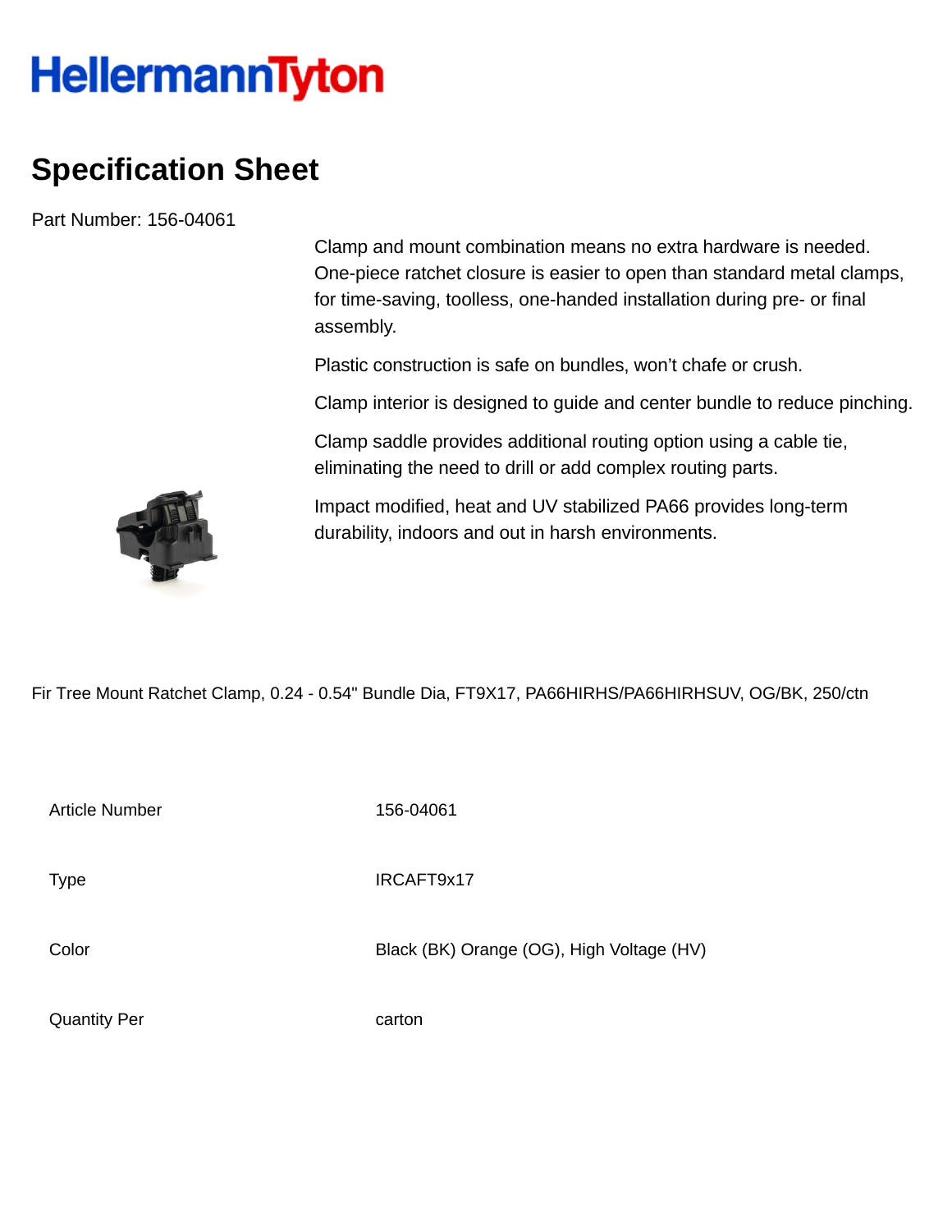HellermannTyton

# Specification Sheet

Part Number: 156-04061

Clamp and mount combination means no extra hardware is needed. One-piece ratchet closure is easier to open than standard metal clamps, for time-saving, toolless, one-handed installation during pre- or final assembly.

Plastic construction is safe on bundles, won't chafe or crush.

Clamp interior is designed to guide and center bundle to reduce pinching.

Clamp saddle provides additional routing option using a cable tie, eliminating the need to drill or add complex routing parts.

Impact modified, heat and UV stabilized PA66 provides long-term durability, indoors and out in harsh environments.

Fir Tree Mount Ratchet Clamp, 0.24 - 0.54" Bundle Dia, FT9X17, PA66HIRHS/PA66HIRHSUV, OG/BK, 250/ctn

| | |
|---|---|
| Article Number | 156-04061 |
| Type | IRCAFT9x17 |
| Color | Black (BK) Orange (OG), High Voltage (HV) |
| Quantity Per | carton |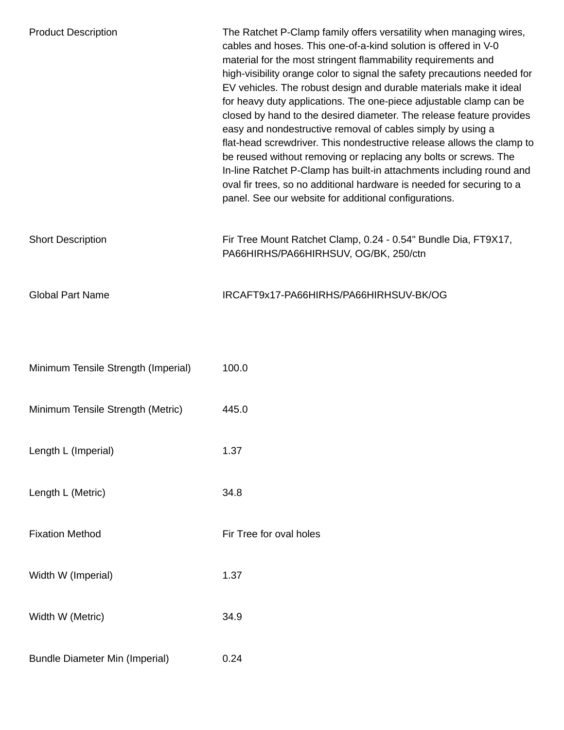| | |
|---|---|
| Product Description | The Ratchet P-Clamp family offers versatility when managing wires, cables and hoses. This one-of-a-kind solution is offered in V-0 material for the most stringent flammability requirements and high-visibility orange color to signal the safety precautions needed for EV vehicles. The robust design and durable materials make it ideal for heavy duty applications. The one-piece adjustable clamp can be closed by hand to the desired diameter. The release feature provides easy and nondestructive removal of cables simply by using a flat-head screwdriver. This nondestructive release allows the clamp to be reused without removing or replacing any bolts or screws. The In-line Ratchet P-Clamp has built-in attachments including round and oval fir trees, so no additional hardware is needed for securing to a panel. See our website for additional configurations. |
| Short Description | Fir Tree Mount Ratchet Clamp, 0.24 - 0.54" Bundle Dia, FT9X17, PA66HIRHS/PA66HIRHSUV, OG/BK, 250/ctn |
| Global Part Name | IRCAFT9x17-PA66HIRHS/PA66HIRHSUV-BK/OG |
| Minimum Tensile Strength (Imperial) | 100.0 |
| Minimum Tensile Strength (Metric) | 445.0 |
| Length L (Imperial) | 1.37 |
| Length L (Metric) | 34.8 |
| Fixation Method | Fir Tree for oval holes |
| Width W (Imperial) | 1.37 |
| Width W (Metric) | 34.9 |
| Bundle Diameter Min (Imperial) | 0.24 |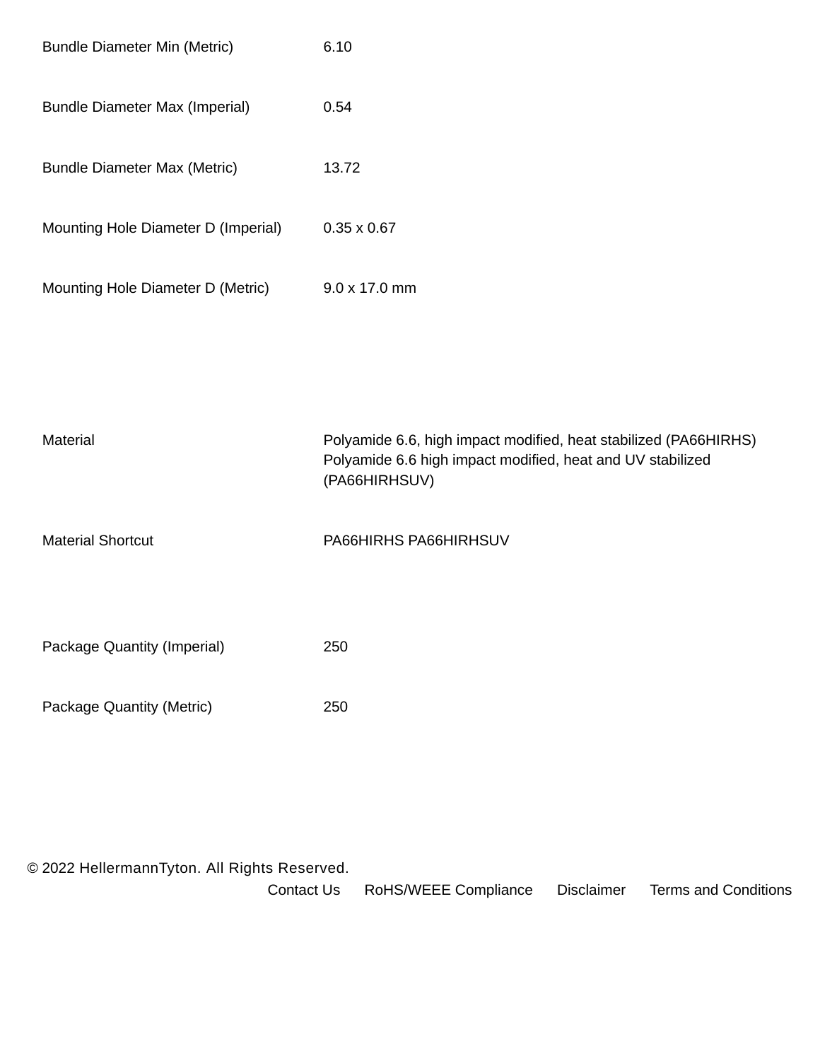| | |
|---|---|
| Bundle Diameter Min (Metric) | 6.10 |
| Bundle Diameter Max (Imperial) | 0.54 |
| Bundle Diameter Max (Metric) | 13.72 |
| Mounting Hole Diameter D (Imperial) | 0.35 x 0.67 |
| Mounting Hole Diameter D (Metric) | 9.0 x 17.0 mm |

| | |
|---|---|
| Material | Polyamide 6.6, high impact modified, heat stabilized (PA66HIRHS) Polyamide 6.6 high impact modified, heat and UV stabilized (PA66HIRHSUV) |
| Material Shortcut | PA66HIRHS PA66HIRHSUV |

| | |
|---|---|
| Package Quantity (Imperial) | 250 |
| Package Quantity (Metric) | 250 |

© 2022 HellermannTyton. All Rights Reserved.

Contact Us RoHS/WEEE Compliance Disclaimer Terms and Conditions